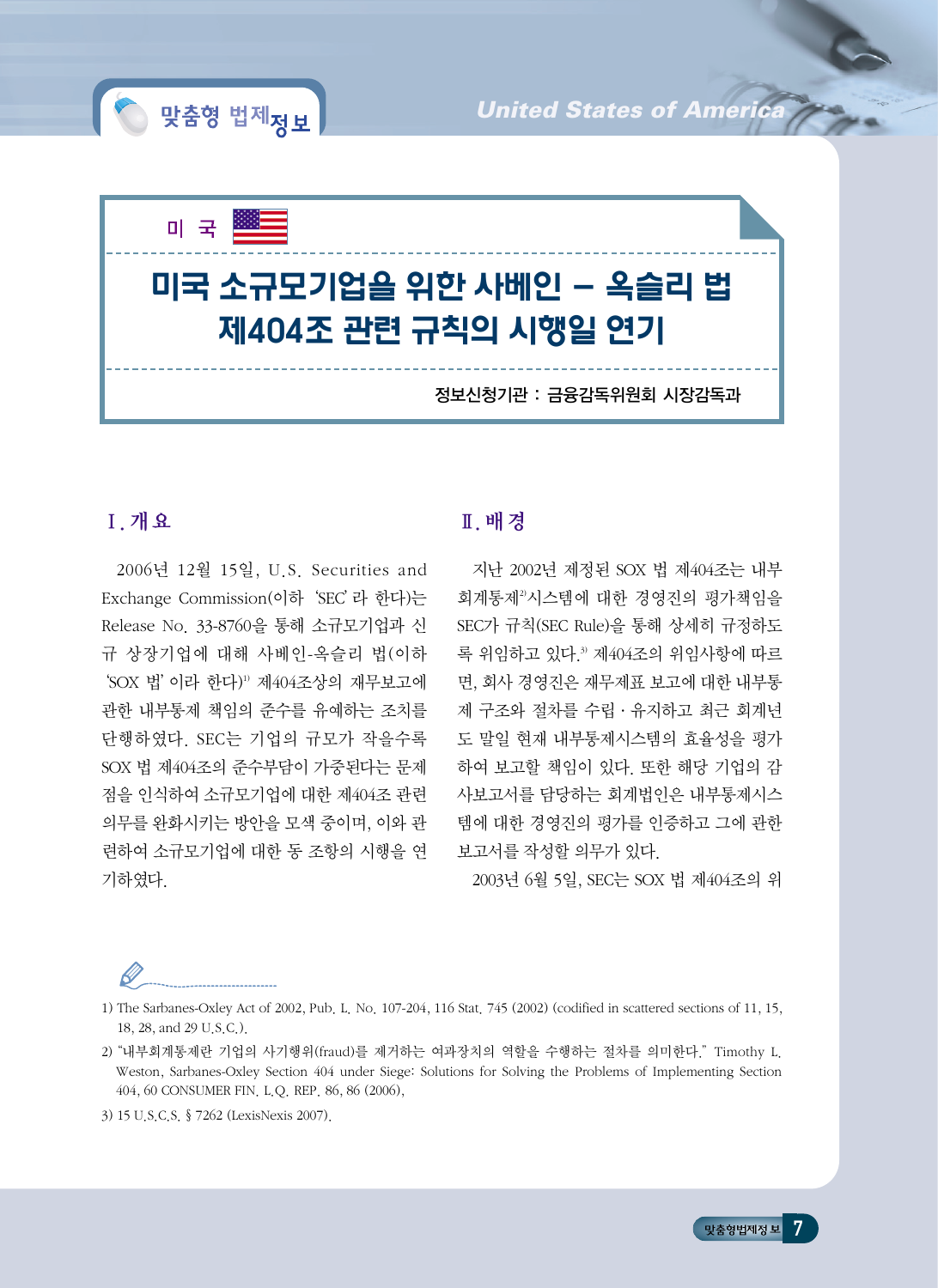미 국

# 미국 소규모기업을 위한 사베인 – 옥슬리 법 제404조 관련 규칙의 시행일 연기

정보신청기관 : 금융감독위원회 시장감독과

## Ⅰ. 개 요

2006년 12월 15일, U.S. Securities and Exchange Commission(이하 'SEC'라 한다)는 Release No. 33-8760을 통해 소규모기업과 신규 상장기업에 대해 사베인-옥슬리 법(이하 'SOX 법'이라 한다)[1] 제404조상의 재무보고에 관한 내부통제 책임의 준수를 유예하는 조치를 단행하였다. SEC는 기업의 규모가 작을수록 SOX 법 제404조의 준수부담이 가중된다는 문제점을 인식하여 소규모기업에 대한 제404조 관련 의무를 완화시키는 방안을 모색 중이며, 이와 관련하여 소규모기업에 대한 동 조항의 시행을 연기하였다.

## Ⅱ. 배 경

지난 2002년 제정된 SOX 법 제404조는 내부회계통제[2]시스템에 대한 경영진의 평가책임을 SEC가 규칙(SEC Rule)을 통해 상세히 규정하도록 위임하고 있다.[3] 제404조의 위임사항에 따르면, 회사 경영진은 재무제표 보고에 대한 내부통제 구조와 절차를 수립·유지하고 최근 회계년도 말일 현재 내부통제시스템의 효율성을 평가하여 보고할 책임이 있다. 또한 해당 기업의 감사보고서를 담당하는 회계법인은 내부통제시스템에 대한 경영진의 평가를 인증하고 그에 관한 보고서를 작성할 의무가 있다.

2003년 6월 5일, SEC는 SOX 법 제404조의 위

---

1) The Sarbanes-Oxley Act of 2002, Pub. L. No. 107-204, 116 Stat. 745 (2002) (codified in scattered sections of 11, 15, 18, 28, and 29 U.S.C.).

2) "내부회계통제란 기업의 사기행위(fraud)를 제거하는 여과장치의 역할을 수행하는 절차를 의미한다." Timothy L. Weston, Sarbanes-Oxley Section 404 under Siege: Solutions for Solving the Problems of Implementing Section 404, 60 CONSUMER FIN. L.Q. REP. 86, 86 (2006).

3) 15 U.S.C.S. § 7262 (LexisNexis 2007).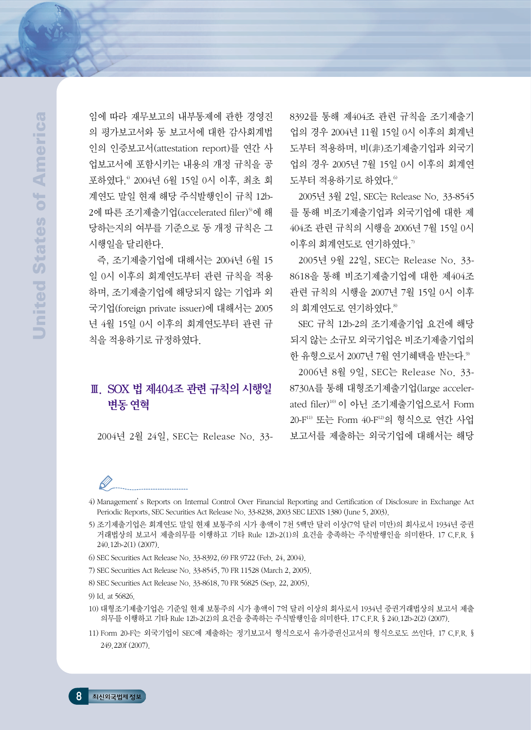임에 따라 재무보고의 내부통제에 관한 경영진의 평가보고서와 동 보고서에 대한 감사회계법인의 인증보고서(attestation report)를 연간 사업보고서에 포함시키는 내용의 개정 규칙을 공포하였다.[4] 2004년 6월 15일 0시 이후, 최초 회계연도 말일 현재 해당 주식발행인이 규칙 12b-2에 따른 조기제출기업(accelerated filer)[5]에 해당하는지의 여부를 기준으로 동 개정 규칙은 그 시행일을 달리한다.

즉, 조기제출기업에 대해서는 2004년 6월 15일 0시 이후의 회계연도부터 관련 규칙을 적용하며, 조기제출기업에 해당되지 않는 기업과 외국기업(foreign private issuer)에 대해서는 2005년 4월 15일 0시 이후의 회계연도부터 관련 규칙을 적용하기로 규정하였다.

## Ⅲ. SOX 법 제404조 관련 규칙의 시행일 변동 연혁

2004년 2월 24일, SEC는 Release No. 33-8392를 통해 제404조 관련 규칙을 조기제출기업의 경우 2004년 11월 15일 0시 이후의 회계년도부터 적용하며, 비(非)조기제출기업과 외국기업의 경우 2005년 7월 15일 0시 이후의 회계연도부터 적용하기로 하였다.[6]

2005년 3월 2일, SEC는 Release No. 33-8545를 통해 비조기제출기업과 외국기업에 대한 제404조 관련 규칙의 시행을 2006년 7월 15일 0시 이후의 회계연도로 연기하였다.[7]

2005년 9월 22일, SEC는 Release No. 33-8618을 통해 비조기제출기업에 대한 제404조 관련 규칙의 시행을 2007년 7월 15일 0시 이후의 회계연도로 연기하였다.[8]

SEC 규칙 12b-2의 조기제출기업 요건에 해당되지 않는 소규모 외국기업은 비조기제출기업의 한 유형으로서 2007년 7월 연기혜택을 받는다.[9]

2006년 8월 9일, SEC는 Release No. 33-8730A를 통해 대형조기제출기업(large accelerated filer)[10] 이 아닌 조기제출기업으로서 Form 20-F[11] 또는 Form 40-F[12]의 형식으로 연간 사업보고서를 제출하는 외국기업에 대해서는 해당

---

4) Management's Reports on Internal Control Over Financial Reporting and Certification of Disclosure in Exchange Act Periodic Reports, SEC Securities Act Release No. 33-8238, 2003 SEC LEXIS 1380 (June 5, 2003).

5) 조기제출기업은 회계연도 말일 현재 보통주의 시가 총액이 7천 5백만 달러 이상(7억 달러 미만)의 회사로서 1934년 증권거래법상의 보고서 제출의무를 이행하고 기타 Rule 12b-2(1)의 요건을 충족하는 주식발행인을 의미한다. 17 C.F.R. § 240.12b-2(1) (2007).

6) SEC Securities Act Release No. 33-8392, 69 FR 9722 (Feb. 24, 2004).

7) SEC Securities Act Release No. 33-8545, 70 FR 11528 (March 2, 2005).

8) SEC Securities Act Release No. 33-8618, 70 FR 56825 (Sep. 22, 2005).

9) Id. at 56826.

10) 대형조기제출기업은 기준일 현재 보통주의 시가 총액이 7억 달러 이상의 회사로서 1934년 증권거래법상의 보고서 제출의무를 이행하고 기타 Rule 12b-2(2)의 요건을 충족하는 주식발행인을 의미한다. 17 C.F.R. § 240.12b-2(2) (2007).

11) Form 20-F는 외국기업이 SEC에 제출하는 정기보고서 형식으로서 유가증권신고서의 형식으로도 쓰인다. 17 C.F.R. § 249.220f (2007).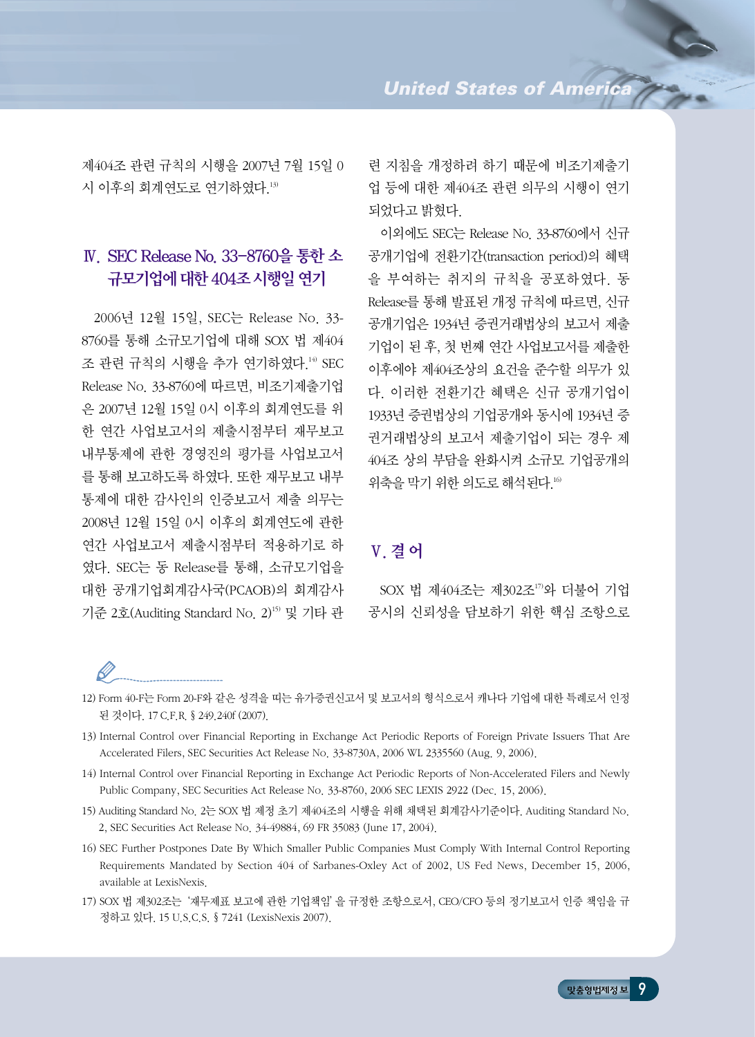제404조 관련 규칙의 시행을 2007년 7월 15일 0시 이후의 회계연도로 연기하였다.[13]

## Ⅳ. SEC Release No. 33-8760을 통한 소규모기업에 대한 404조 시행일 연기

2006년 12월 15일, SEC는 Release No. 33-8760를 통해 소규모기업에 대해 SOX 법 제404조 관련 규칙의 시행을 추가 연기하였다.[14] SEC Release No. 33-8760에 따르면, 비조기제출기업은 2007년 12월 15일 0시 이후의 회계연도를 위한 연간 사업보고서의 제출시점부터 재무보고 내부통제에 관한 경영진의 평가를 사업보고서를 통해 보고하도록 하였다. 또한 재무보고 내부통제에 대한 감사인의 인증보고서 제출 의무는 2008년 12월 15일 0시 이후의 회계연도에 관한 연간 사업보고서 제출시점부터 적용하기로 하였다. SEC는 동 Release를 통해, 소규모기업을 대한 공개기업회계감사국(PCAOB)의 회계감사기준 2호(Auditing Standard No. 2)[15] 및 기타 관련 지침을 개정하려 하기 때문에 비조기제출기업 등에 대한 제404조 관련 의무의 시행이 연기되었다고 밝혔다.

이외에도 SEC는 Release No. 33-8760에서 신규공개기업에 전환기간(transaction period)의 혜택을 부여하는 취지의 규칙을 공포하였다. 동 Release를 통해 발표된 개정 규칙에 따르면, 신규공개기업은 1934년 증권거래법상의 보고서 제출기업이 된 후, 첫 번째 연간 사업보고서를 제출한 이후에야 제404조상의 요건을 준수할 의무가 있다. 이러한 전환기간 혜택은 신규 공개기업이 1933년 증권법상의 기업공개와 동시에 1934년 증권거래법상의 보고서 제출기업이 되는 경우 제404조 상의 부담을 완화시켜 소규모 기업공개의 위축을 막기 위한 의도로 해석된다.[16]

## Ⅴ. 결 어

SOX 법 제404조는 제302조[17]와 더불어 기업공시의 신뢰성을 담보하기 위한 핵심 조항으로

---

12) Form 40-F는 Form 20-F와 같은 성격을 띠는 유가증권신고서 및 보고서의 형식으로서 캐나다 기업에 대한 특례로서 인정된 것이다. 17 C.F.R. § 249.240f (2007).

13) Internal Control over Financial Reporting in Exchange Act Periodic Reports of Foreign Private Issuers That Are Accelerated Filers, SEC Securities Act Release No. 33-8730A, 2006 WL 2335560 (Aug. 9, 2006).

14) Internal Control over Financial Reporting in Exchange Act Periodic Reports of Non-Accelerated Filers and Newly Public Company, SEC Securities Act Release No. 33-8760, 2006 SEC LEXIS 2922 (Dec. 15, 2006).

15) Auditing Standard No. 2는 SOX 법 제정 초기 제404조의 시행을 위해 채택된 회계감사기준이다. Auditing Standard No. 2, SEC Securities Act Release No. 34-49884, 69 FR 35083 (June 17, 2004).

16) SEC Further Postpones Date By Which Smaller Public Companies Must Comply With Internal Control Reporting Requirements Mandated by Section 404 of Sarbanes-Oxley Act of 2002, US Fed News, December 15, 2006, available at LexisNexis.

17) SOX 법 제302조는 '재무제표 보고에 관한 기업책임'을 규정한 조항으로서, CEO/CFO 등의 정기보고서 인증 책임을 규정하고 있다. 15 U.S.C.S. § 7241 (LexisNexis 2007).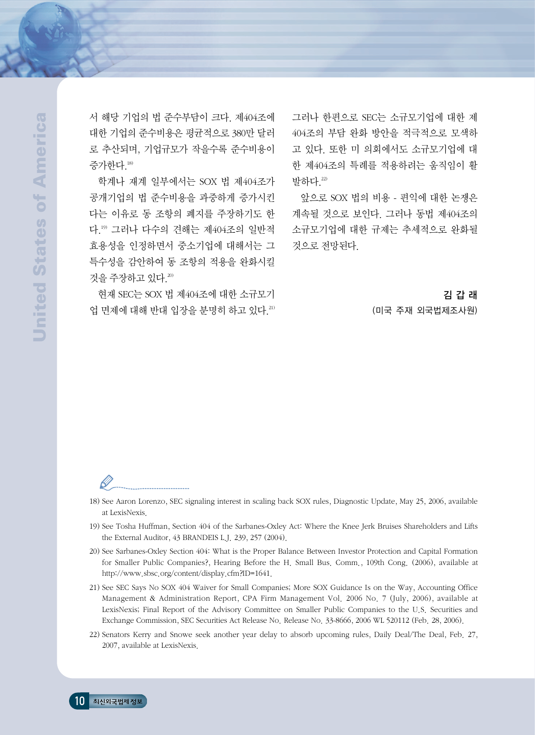서 해당 기업의 법 준수부담이 크다. 제404조에 대한 기업의 준수비용은 평균적으로 380만 달러로 추산되며, 기업규모가 작을수록 준수비용이 증가한다.[18]

학계나 재계 일부에서는 SOX 법 제404조가 공개기업의 법 준수비용을 과중하게 증가시킨다는 이유로 동 조항의 폐지를 주장하기도 한다.[19] 그러나 다수의 견해는 제404조의 일반적 효용성을 인정하면서 중소기업에 대해서는 그 특수성을 감안하여 동 조항의 적용을 완화시킬 것을 주장하고 있다.[20]

현재 SEC는 SOX 법 제404조에 대한 소규모기업 면제에 대해 반대 입장을 분명히 하고 있다.[21] 그러나 한편으로 SEC는 소규모기업에 대한 제404조의 부담 완화 방안을 적극적으로 모색하고 있다. 또한 미 의회에서도 소규모기업에 대한 제404조의 특례를 적용하려는 움직임이 활발하다.[22]

앞으로 SOX 법의 비용 - 편익에 대한 논쟁은 계속될 것으로 보인다. 그러나 동법 제404조의 소규모기업에 대한 규제는 추세적으로 완화될 것으로 전망된다.

**김 갑 래**
(미국 주재 외국법제조사원)

---

18) See Aaron Lorenzo, SEC signaling interest in scaling back SOX rules, Diagnostic Update, May 25, 2006, available at LexisNexis.

19) See Tosha Huffman, Section 404 of the Sarbanes-Oxley Act: Where the Knee Jerk Bruises Shareholders and Lifts the External Auditor, 43 BRANDEIS L.J. 239, 257 (2004).

20) See Sarbanes-Oxley Section 404: What is the Proper Balance Between Investor Protection and Capital Formation for Smaller Public Companies?, Hearing Before the H. Small Bus. Comm., 109th Cong. (2006), available at http://www.sbsc.org/content/display.cfm?ID=1641.

21) See SEC Says No SOX 404 Waiver for Small Companies; More SOX Guidance Is on the Way, Accounting Office Management & Administration Report, CPA Firm Management Vol. 2006 No. 7 (July, 2006), available at LexisNexis; Final Report of the Advisory Committee on Smaller Public Companies to the U.S. Securities and Exchange Commission, SEC Securities Act Release No. Release No. 33-8666, 2006 WL 520112 (Feb. 28, 2006).

22) Senators Kerry and Snowe seek another year delay to absorb upcoming rules, Daily Deal/The Deal, Feb. 27, 2007, available at LexisNexis.